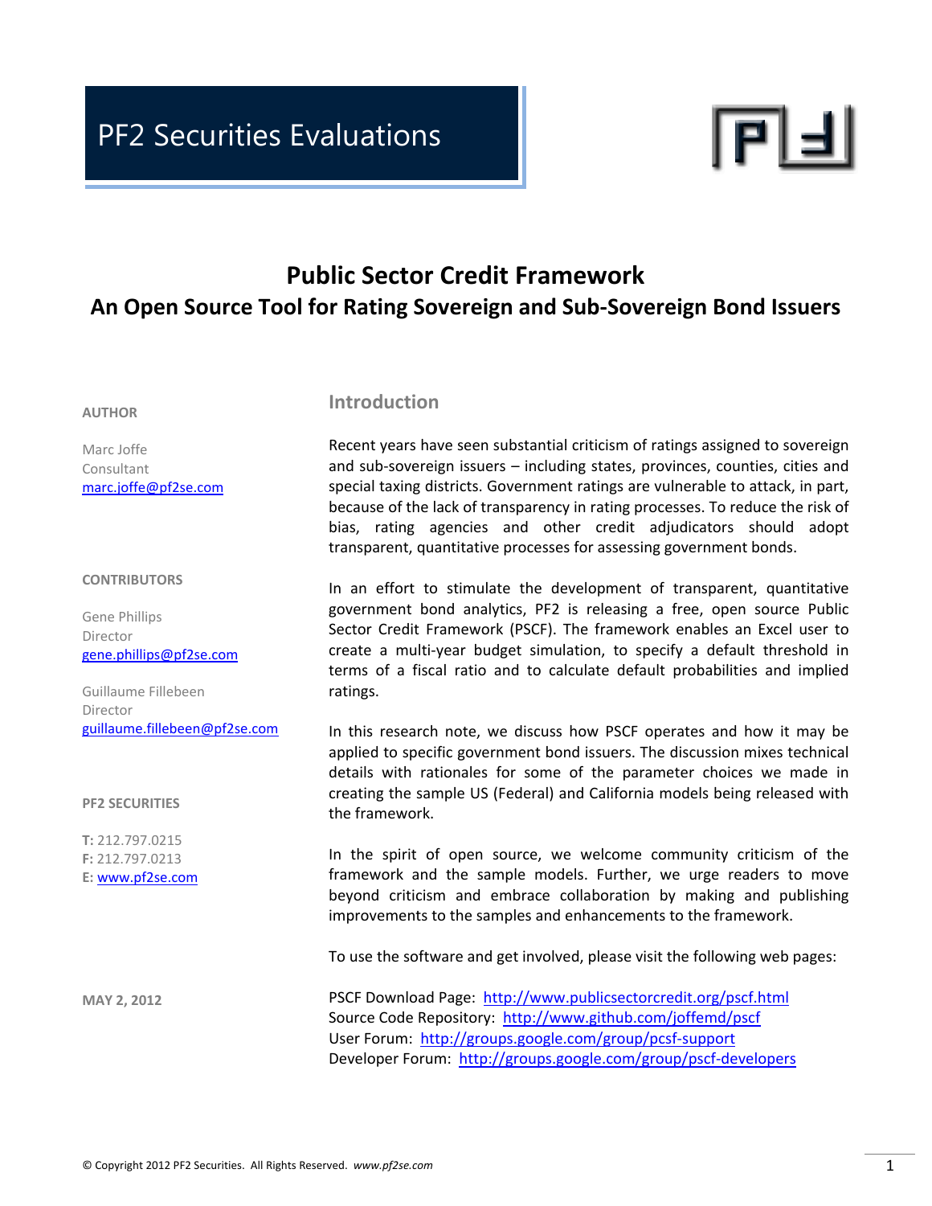PF2 Securities Evaluations

# Public Sector Credit Framework

## An Open Source Tool for Rating Sovereign and Sub-Sovereign Bond Issuers

**AUTHOR**

Marc Joffe
Consultant
marc.joffe@pf2se.com

**CONTRIBUTORS**

Gene Phillips
Director
gene.phillips@pf2se.com

Guillaume Fillebeen
Director
guillaume.fillebeen@pf2se.com

**PF2 SECURITIES**

**T:** 212.797.0215
**F:** 212.797.0213
**E:** www.pf2se.com

**MAY 2, 2012**

## Introduction

Recent years have seen substantial criticism of ratings assigned to sovereign and sub-sovereign issuers – including states, provinces, counties, cities and special taxing districts. Government ratings are vulnerable to attack, in part, because of the lack of transparency in rating processes. To reduce the risk of bias, rating agencies and other credit adjudicators should adopt transparent, quantitative processes for assessing government bonds.

In an effort to stimulate the development of transparent, quantitative government bond analytics, PF2 is releasing a free, open source Public Sector Credit Framework (PSCF). The framework enables an Excel user to create a multi-year budget simulation, to specify a default threshold in terms of a fiscal ratio and to calculate default probabilities and implied ratings.

In this research note, we discuss how PSCF operates and how it may be applied to specific government bond issuers. The discussion mixes technical details with rationales for some of the parameter choices we made in creating the sample US (Federal) and California models being released with the framework.

In the spirit of open source, we welcome community criticism of the framework and the sample models. Further, we urge readers to move beyond criticism and embrace collaboration by making and publishing improvements to the samples and enhancements to the framework.

To use the software and get involved, please visit the following web pages:

PSCF Download Page: http://www.publicsectorcredit.org/pscf.html
Source Code Repository: http://www.github.com/joffemd/pscf
User Forum: http://groups.google.com/group/pcsf-support
Developer Forum: http://groups.google.com/group/pscf-developers

© Copyright 2012 PF2 Securities. All Rights Reserved. *www.pf2se.com*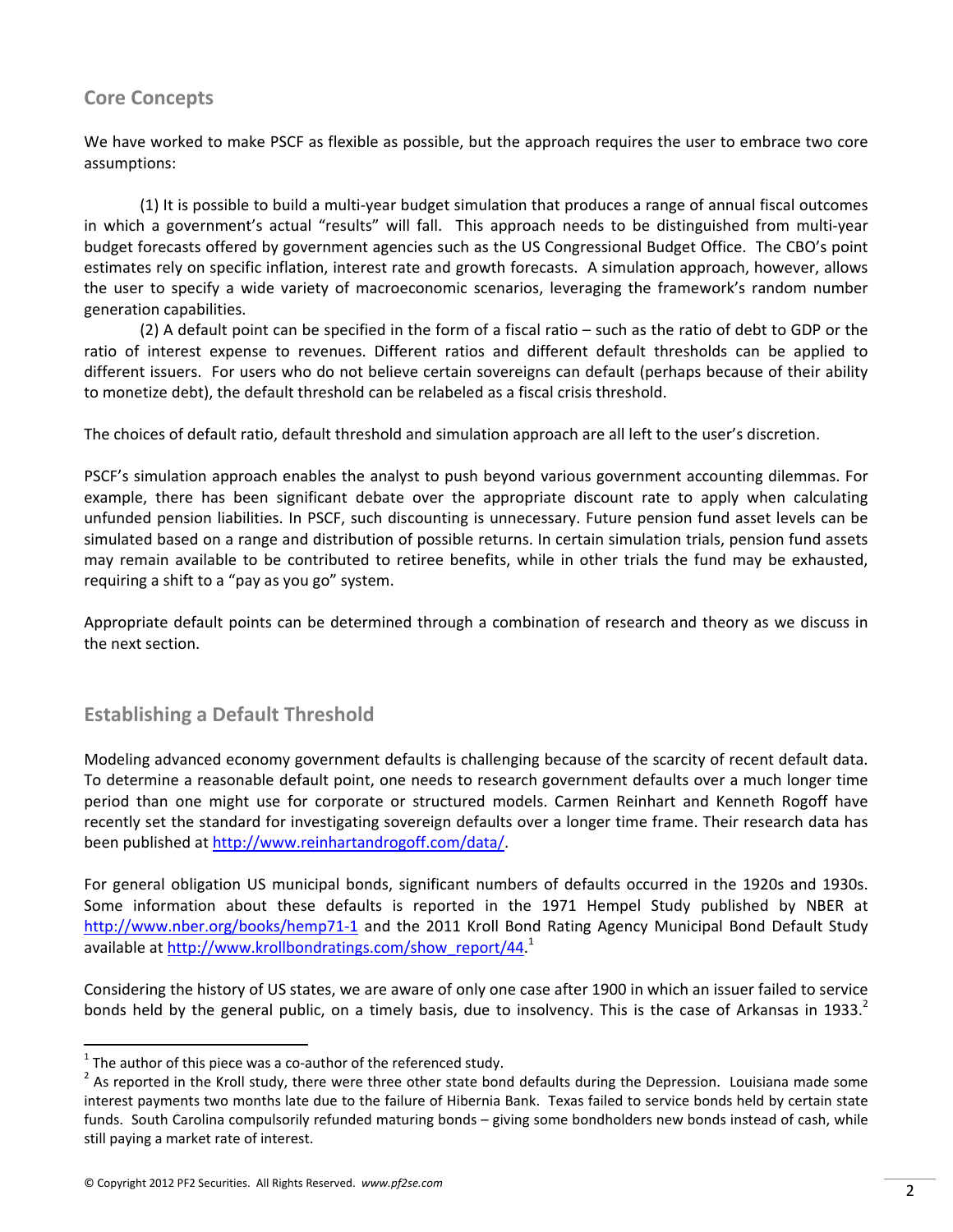## Core Concepts

We have worked to make PSCF as flexible as possible, but the approach requires the user to embrace two core assumptions:

(1) It is possible to build a multi-year budget simulation that produces a range of annual fiscal outcomes in which a government's actual "results" will fall. This approach needs to be distinguished from multi-year budget forecasts offered by government agencies such as the US Congressional Budget Office. The CBO's point estimates rely on specific inflation, interest rate and growth forecasts. A simulation approach, however, allows the user to specify a wide variety of macroeconomic scenarios, leveraging the framework's random number generation capabilities.

(2) A default point can be specified in the form of a fiscal ratio – such as the ratio of debt to GDP or the ratio of interest expense to revenues. Different ratios and different default thresholds can be applied to different issuers. For users who do not believe certain sovereigns can default (perhaps because of their ability to monetize debt), the default threshold can be relabeled as a fiscal crisis threshold.

The choices of default ratio, default threshold and simulation approach are all left to the user's discretion.

PSCF's simulation approach enables the analyst to push beyond various government accounting dilemmas. For example, there has been significant debate over the appropriate discount rate to apply when calculating unfunded pension liabilities. In PSCF, such discounting is unnecessary. Future pension fund asset levels can be simulated based on a range and distribution of possible returns. In certain simulation trials, pension fund assets may remain available to be contributed to retiree benefits, while in other trials the fund may be exhausted, requiring a shift to a "pay as you go" system.

Appropriate default points can be determined through a combination of research and theory as we discuss in the next section.

## Establishing a Default Threshold

Modeling advanced economy government defaults is challenging because of the scarcity of recent default data. To determine a reasonable default point, one needs to research government defaults over a much longer time period than one might use for corporate or structured models. Carmen Reinhart and Kenneth Rogoff have recently set the standard for investigating sovereign defaults over a longer time frame. Their research data has been published at http://www.reinhartandrogoff.com/data/.

For general obligation US municipal bonds, significant numbers of defaults occurred in the 1920s and 1930s. Some information about these defaults is reported in the 1971 Hempel Study published by NBER at http://www.nber.org/books/hemp71-1 and the 2011 Kroll Bond Rating Agency Municipal Bond Default Study available at http://www.krollbondratings.com/show_report/44.[1]

Considering the history of US states, we are aware of only one case after 1900 in which an issuer failed to service bonds held by the general public, on a timely basis, due to insolvency. This is the case of Arkansas in 1933.[2]

---

[1] The author of this piece was a co-author of the referenced study.

[2] As reported in the Kroll study, there were three other state bond defaults during the Depression. Louisiana made some interest payments two months late due to the failure of Hibernia Bank. Texas failed to service bonds held by certain state funds. South Carolina compulsorily refunded maturing bonds – giving some bondholders new bonds instead of cash, while still paying a market rate of interest.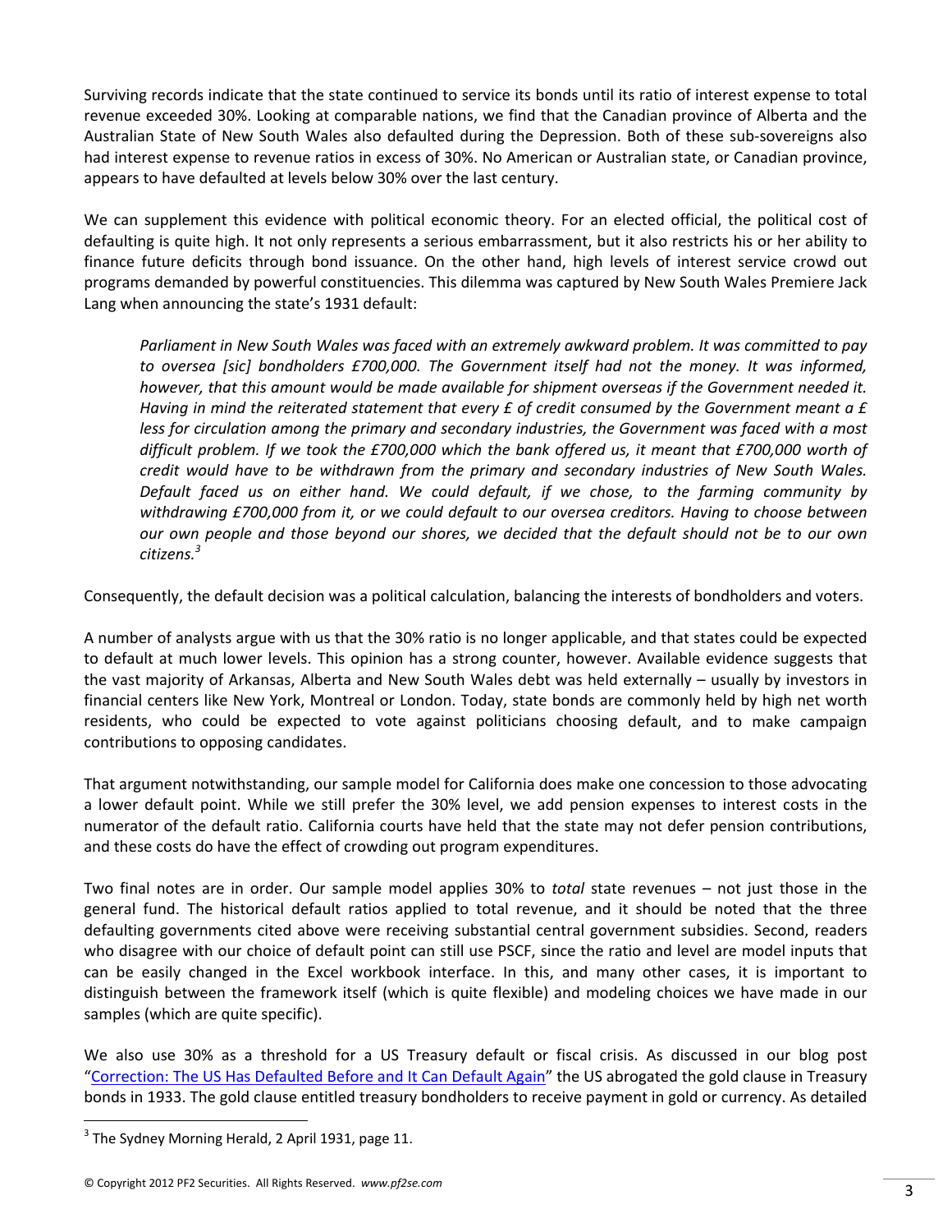Surviving records indicate that the state continued to service its bonds until its ratio of interest expense to total revenue exceeded 30%. Looking at comparable nations, we find that the Canadian province of Alberta and the Australian State of New South Wales also defaulted during the Depression. Both of these sub-sovereigns also had interest expense to revenue ratios in excess of 30%. No American or Australian state, or Canadian province, appears to have defaulted at levels below 30% over the last century.

We can supplement this evidence with political economic theory. For an elected official, the political cost of defaulting is quite high. It not only represents a serious embarrassment, but it also restricts his or her ability to finance future deficits through bond issuance. On the other hand, high levels of interest service crowd out programs demanded by powerful constituencies. This dilemma was captured by New South Wales Premiere Jack Lang when announcing the state's 1931 default:

> *Parliament in New South Wales was faced with an extremely awkward problem. It was committed to pay to oversea [sic] bondholders £700,000. The Government itself had not the money. It was informed, however, that this amount would be made available for shipment overseas if the Government needed it. Having in mind the reiterated statement that every £ of credit consumed by the Government meant a £ less for circulation among the primary and secondary industries, the Government was faced with a most difficult problem. If we took the £700,000 which the bank offered us, it meant that £700,000 worth of credit would have to be withdrawn from the primary and secondary industries of New South Wales. Default faced us on either hand. We could default, if we chose, to the farming community by withdrawing £700,000 from it, or we could default to our oversea creditors. Having to choose between our own people and those beyond our shores, we decided that the default should not be to our own citizens.*[3]

Consequently, the default decision was a political calculation, balancing the interests of bondholders and voters.

A number of analysts argue with us that the 30% ratio is no longer applicable, and that states could be expected to default at much lower levels. This opinion has a strong counter, however. Available evidence suggests that the vast majority of Arkansas, Alberta and New South Wales debt was held externally – usually by investors in financial centers like New York, Montreal or London. Today, state bonds are commonly held by high net worth residents, who could be expected to vote against politicians choosing default, and to make campaign contributions to opposing candidates.

That argument notwithstanding, our sample model for California does make one concession to those advocating a lower default point. While we still prefer the 30% level, we add pension expenses to interest costs in the numerator of the default ratio. California courts have held that the state may not defer pension contributions, and these costs do have the effect of crowding out program expenditures.

Two final notes are in order. Our sample model applies 30% to *total* state revenues – not just those in the general fund. The historical default ratios applied to total revenue, and it should be noted that the three defaulting governments cited above were receiving substantial central government subsidies. Second, readers who disagree with our choice of default point can still use PSCF, since the ratio and level are model inputs that can be easily changed in the Excel workbook interface. In this, and many other cases, it is important to distinguish between the framework itself (which is quite flexible) and modeling choices we have made in our samples (which are quite specific).

We also use 30% as a threshold for a US Treasury default or fiscal crisis. As discussed in our blog post "Correction: The US Has Defaulted Before and It Can Default Again" the US abrogated the gold clause in Treasury bonds in 1933. The gold clause entitled treasury bondholders to receive payment in gold or currency. As detailed

---

[3] The Sydney Morning Herald, 2 April 1931, page 11.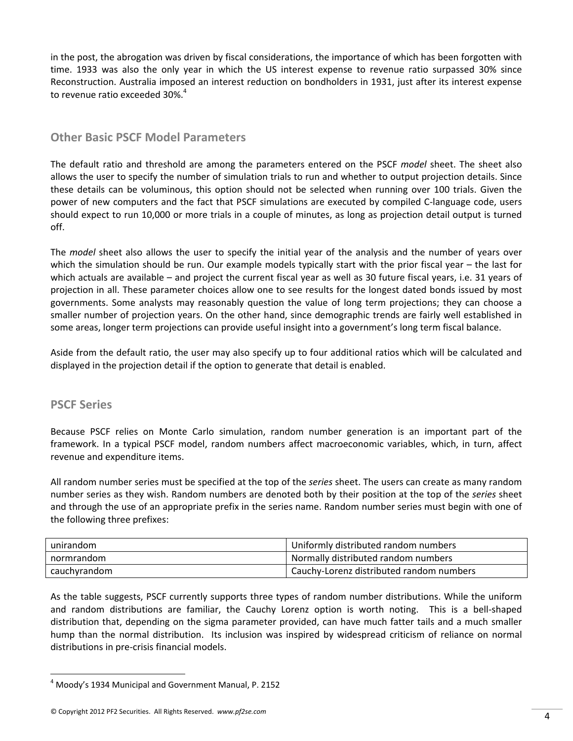in the post, the abrogation was driven by fiscal considerations, the importance of which has been forgotten with time. 1933 was also the only year in which the US interest expense to revenue ratio surpassed 30% since Reconstruction. Australia imposed an interest reduction on bondholders in 1931, just after its interest expense to revenue ratio exceeded 30%.[4]

## Other Basic PSCF Model Parameters

The default ratio and threshold are among the parameters entered on the PSCF *model* sheet. The sheet also allows the user to specify the number of simulation trials to run and whether to output projection details. Since these details can be voluminous, this option should not be selected when running over 100 trials. Given the power of new computers and the fact that PSCF simulations are executed by compiled C-language code, users should expect to run 10,000 or more trials in a couple of minutes, as long as projection detail output is turned off.

The *model* sheet also allows the user to specify the initial year of the analysis and the number of years over which the simulation should be run. Our example models typically start with the prior fiscal year – the last for which actuals are available – and project the current fiscal year as well as 30 future fiscal years, i.e. 31 years of projection in all. These parameter choices allow one to see results for the longest dated bonds issued by most governments. Some analysts may reasonably question the value of long term projections; they can choose a smaller number of projection years. On the other hand, since demographic trends are fairly well established in some areas, longer term projections can provide useful insight into a government's long term fiscal balance.

Aside from the default ratio, the user may also specify up to four additional ratios which will be calculated and displayed in the projection detail if the option to generate that detail is enabled.

## PSCF Series

Because PSCF relies on Monte Carlo simulation, random number generation is an important part of the framework. In a typical PSCF model, random numbers affect macroeconomic variables, which, in turn, affect revenue and expenditure items.

All random number series must be specified at the top of the *series* sheet. The users can create as many random number series as they wish. Random numbers are denoted both by their position at the top of the *series* sheet and through the use of an appropriate prefix in the series name. Random number series must begin with one of the following three prefixes:

| | |
|---|---|
| unirandom | Uniformly distributed random numbers |
| normrandom | Normally distributed random numbers |
| cauchyrandom | Cauchy-Lorenz distributed random numbers |

As the table suggests, PSCF currently supports three types of random number distributions. While the uniform and random distributions are familiar, the Cauchy Lorenz option is worth noting. This is a bell-shaped distribution that, depending on the sigma parameter provided, can have much fatter tails and a much smaller hump than the normal distribution. Its inclusion was inspired by widespread criticism of reliance on normal distributions in pre-crisis financial models.

[4] Moody's 1934 Municipal and Government Manual, P. 2152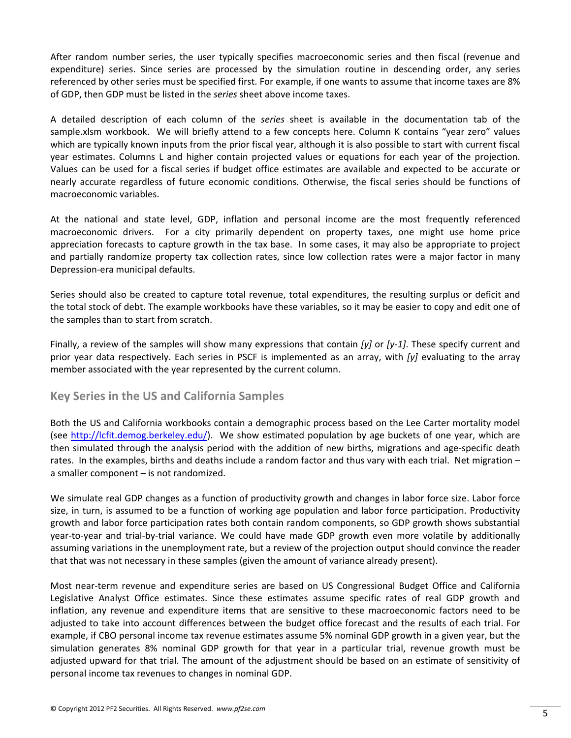After random number series, the user typically specifies macroeconomic series and then fiscal (revenue and expenditure) series. Since series are processed by the simulation routine in descending order, any series referenced by other series must be specified first. For example, if one wants to assume that income taxes are 8% of GDP, then GDP must be listed in the *series* sheet above income taxes.

A detailed description of each column of the *series* sheet is available in the documentation tab of the sample.xlsm workbook. We will briefly attend to a few concepts here. Column K contains "year zero" values which are typically known inputs from the prior fiscal year, although it is also possible to start with current fiscal year estimates. Columns L and higher contain projected values or equations for each year of the projection. Values can be used for a fiscal series if budget office estimates are available and expected to be accurate or nearly accurate regardless of future economic conditions. Otherwise, the fiscal series should be functions of macroeconomic variables.

At the national and state level, GDP, inflation and personal income are the most frequently referenced macroeconomic drivers. For a city primarily dependent on property taxes, one might use home price appreciation forecasts to capture growth in the tax base. In some cases, it may also be appropriate to project and partially randomize property tax collection rates, since low collection rates were a major factor in many Depression-era municipal defaults.

Series should also be created to capture total revenue, total expenditures, the resulting surplus or deficit and the total stock of debt. The example workbooks have these variables, so it may be easier to copy and edit one of the samples than to start from scratch.

Finally, a review of the samples will show many expressions that contain *[y]* or *[y-1]*. These specify current and prior year data respectively. Each series in PSCF is implemented as an array, with *[y]* evaluating to the array member associated with the year represented by the current column.

## Key Series in the US and California Samples

Both the US and California workbooks contain a demographic process based on the Lee Carter mortality model (see http://lcfit.demog.berkeley.edu/). We show estimated population by age buckets of one year, which are then simulated through the analysis period with the addition of new births, migrations and age-specific death rates. In the examples, births and deaths include a random factor and thus vary with each trial. Net migration – a smaller component – is not randomized.

We simulate real GDP changes as a function of productivity growth and changes in labor force size. Labor force size, in turn, is assumed to be a function of working age population and labor force participation. Productivity growth and labor force participation rates both contain random components, so GDP growth shows substantial year-to-year and trial-by-trial variance. We could have made GDP growth even more volatile by additionally assuming variations in the unemployment rate, but a review of the projection output should convince the reader that that was not necessary in these samples (given the amount of variance already present).

Most near-term revenue and expenditure series are based on US Congressional Budget Office and California Legislative Analyst Office estimates. Since these estimates assume specific rates of real GDP growth and inflation, any revenue and expenditure items that are sensitive to these macroeconomic factors need to be adjusted to take into account differences between the budget office forecast and the results of each trial. For example, if CBO personal income tax revenue estimates assume 5% nominal GDP growth in a given year, but the simulation generates 8% nominal GDP growth for that year in a particular trial, revenue growth must be adjusted upward for that trial. The amount of the adjustment should be based on an estimate of sensitivity of personal income tax revenues to changes in nominal GDP.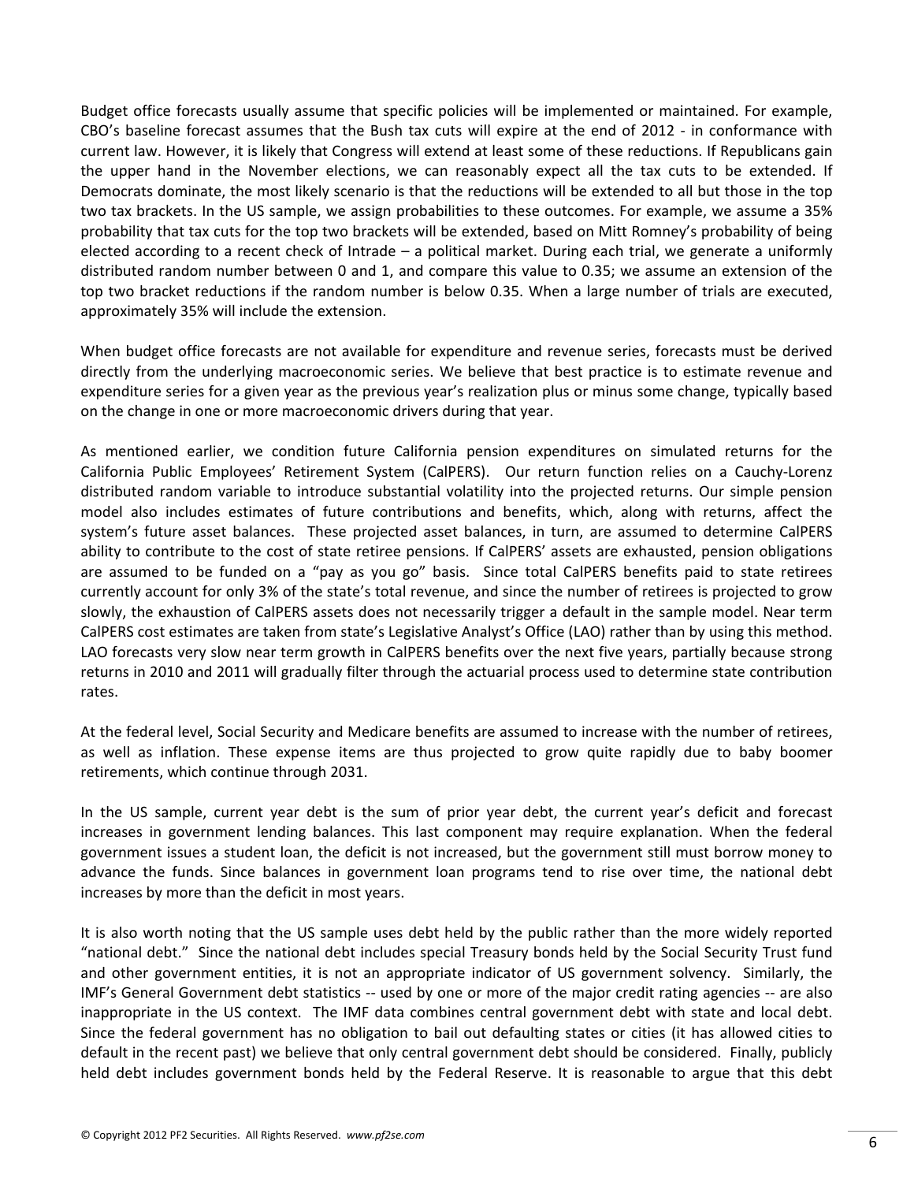Budget office forecasts usually assume that specific policies will be implemented or maintained. For example, CBO's baseline forecast assumes that the Bush tax cuts will expire at the end of 2012 - in conformance with current law. However, it is likely that Congress will extend at least some of these reductions. If Republicans gain the upper hand in the November elections, we can reasonably expect all the tax cuts to be extended. If Democrats dominate, the most likely scenario is that the reductions will be extended to all but those in the top two tax brackets. In the US sample, we assign probabilities to these outcomes. For example, we assume a 35% probability that tax cuts for the top two brackets will be extended, based on Mitt Romney's probability of being elected according to a recent check of Intrade – a political market. During each trial, we generate a uniformly distributed random number between 0 and 1, and compare this value to 0.35; we assume an extension of the top two bracket reductions if the random number is below 0.35. When a large number of trials are executed, approximately 35% will include the extension.

When budget office forecasts are not available for expenditure and revenue series, forecasts must be derived directly from the underlying macroeconomic series. We believe that best practice is to estimate revenue and expenditure series for a given year as the previous year's realization plus or minus some change, typically based on the change in one or more macroeconomic drivers during that year.

As mentioned earlier, we condition future California pension expenditures on simulated returns for the California Public Employees' Retirement System (CalPERS). Our return function relies on a Cauchy-Lorenz distributed random variable to introduce substantial volatility into the projected returns. Our simple pension model also includes estimates of future contributions and benefits, which, along with returns, affect the system's future asset balances. These projected asset balances, in turn, are assumed to determine CalPERS ability to contribute to the cost of state retiree pensions. If CalPERS' assets are exhausted, pension obligations are assumed to be funded on a "pay as you go" basis. Since total CalPERS benefits paid to state retirees currently account for only 3% of the state's total revenue, and since the number of retirees is projected to grow slowly, the exhaustion of CalPERS assets does not necessarily trigger a default in the sample model. Near term CalPERS cost estimates are taken from state's Legislative Analyst's Office (LAO) rather than by using this method. LAO forecasts very slow near term growth in CalPERS benefits over the next five years, partially because strong returns in 2010 and 2011 will gradually filter through the actuarial process used to determine state contribution rates.

At the federal level, Social Security and Medicare benefits are assumed to increase with the number of retirees, as well as inflation. These expense items are thus projected to grow quite rapidly due to baby boomer retirements, which continue through 2031.

In the US sample, current year debt is the sum of prior year debt, the current year's deficit and forecast increases in government lending balances. This last component may require explanation. When the federal government issues a student loan, the deficit is not increased, but the government still must borrow money to advance the funds. Since balances in government loan programs tend to rise over time, the national debt increases by more than the deficit in most years.

It is also worth noting that the US sample uses debt held by the public rather than the more widely reported "national debt." Since the national debt includes special Treasury bonds held by the Social Security Trust fund and other government entities, it is not an appropriate indicator of US government solvency. Similarly, the IMF's General Government debt statistics -- used by one or more of the major credit rating agencies -- are also inappropriate in the US context. The IMF data combines central government debt with state and local debt. Since the federal government has no obligation to bail out defaulting states or cities (it has allowed cities to default in the recent past) we believe that only central government debt should be considered. Finally, publicly held debt includes government bonds held by the Federal Reserve. It is reasonable to argue that this debt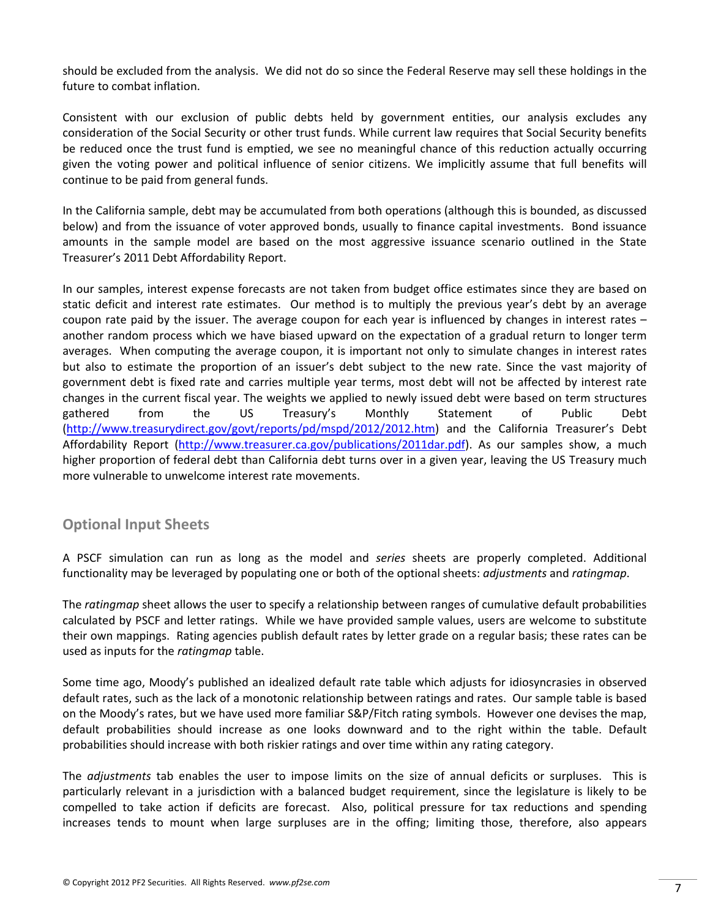should be excluded from the analysis. We did not do so since the Federal Reserve may sell these holdings in the future to combat inflation.

Consistent with our exclusion of public debts held by government entities, our analysis excludes any consideration of the Social Security or other trust funds. While current law requires that Social Security benefits be reduced once the trust fund is emptied, we see no meaningful chance of this reduction actually occurring given the voting power and political influence of senior citizens. We implicitly assume that full benefits will continue to be paid from general funds.

In the California sample, debt may be accumulated from both operations (although this is bounded, as discussed below) and from the issuance of voter approved bonds, usually to finance capital investments. Bond issuance amounts in the sample model are based on the most aggressive issuance scenario outlined in the State Treasurer's 2011 Debt Affordability Report.

In our samples, interest expense forecasts are not taken from budget office estimates since they are based on static deficit and interest rate estimates. Our method is to multiply the previous year's debt by an average coupon rate paid by the issuer. The average coupon for each year is influenced by changes in interest rates – another random process which we have biased upward on the expectation of a gradual return to longer term averages. When computing the average coupon, it is important not only to simulate changes in interest rates but also to estimate the proportion of an issuer's debt subject to the new rate. Since the vast majority of government debt is fixed rate and carries multiple year terms, most debt will not be affected by interest rate changes in the current fiscal year. The weights we applied to newly issued debt were based on term structures gathered from the US Treasury's Monthly Statement of Public Debt (http://www.treasurydirect.gov/govt/reports/pd/mspd/2012/2012.htm) and the California Treasurer's Debt Affordability Report (http://www.treasurer.ca.gov/publications/2011dar.pdf). As our samples show, a much higher proportion of federal debt than California debt turns over in a given year, leaving the US Treasury much more vulnerable to unwelcome interest rate movements.

## Optional Input Sheets

A PSCF simulation can run as long as the model and *series* sheets are properly completed. Additional functionality may be leveraged by populating one or both of the optional sheets: *adjustments* and *ratingmap*.

The *ratingmap* sheet allows the user to specify a relationship between ranges of cumulative default probabilities calculated by PSCF and letter ratings. While we have provided sample values, users are welcome to substitute their own mappings. Rating agencies publish default rates by letter grade on a regular basis; these rates can be used as inputs for the *ratingmap* table.

Some time ago, Moody's published an idealized default rate table which adjusts for idiosyncrasies in observed default rates, such as the lack of a monotonic relationship between ratings and rates. Our sample table is based on the Moody's rates, but we have used more familiar S&P/Fitch rating symbols. However one devises the map, default probabilities should increase as one looks downward and to the right within the table. Default probabilities should increase with both riskier ratings and over time within any rating category.

The *adjustments* tab enables the user to impose limits on the size of annual deficits or surpluses. This is particularly relevant in a jurisdiction with a balanced budget requirement, since the legislature is likely to be compelled to take action if deficits are forecast. Also, political pressure for tax reductions and spending increases tends to mount when large surpluses are in the offing; limiting those, therefore, also appears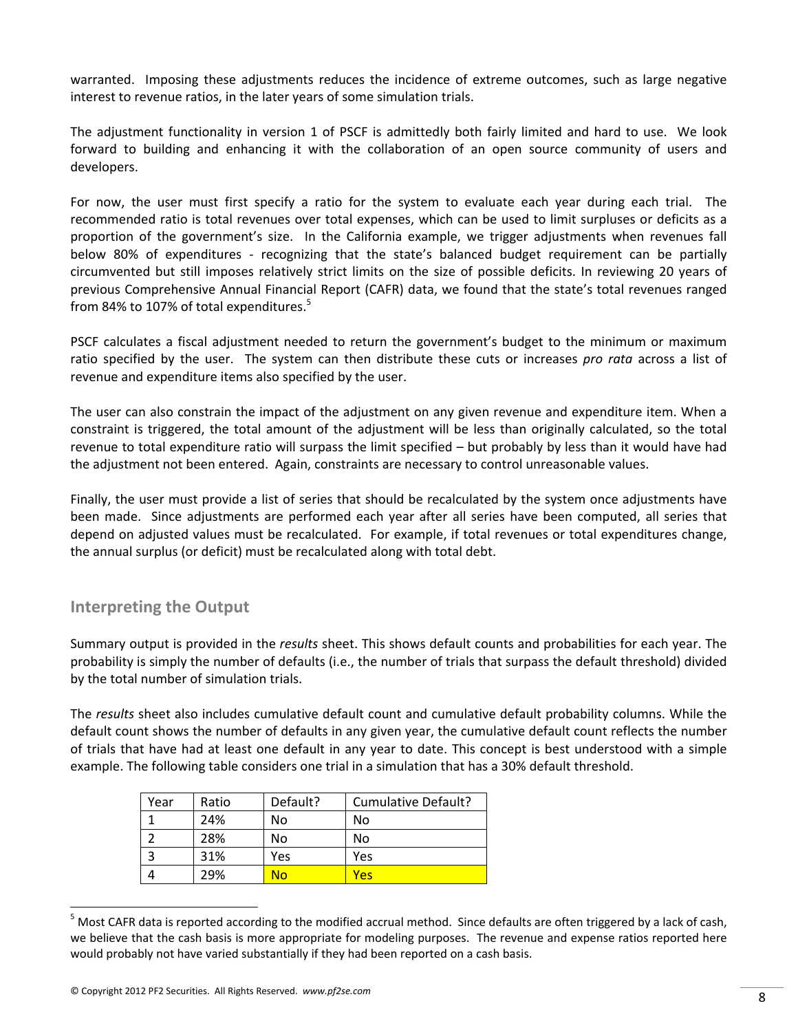warranted. Imposing these adjustments reduces the incidence of extreme outcomes, such as large negative interest to revenue ratios, in the later years of some simulation trials.

The adjustment functionality in version 1 of PSCF is admittedly both fairly limited and hard to use. We look forward to building and enhancing it with the collaboration of an open source community of users and developers.

For now, the user must first specify a ratio for the system to evaluate each year during each trial. The recommended ratio is total revenues over total expenses, which can be used to limit surpluses or deficits as a proportion of the government's size. In the California example, we trigger adjustments when revenues fall below 80% of expenditures - recognizing that the state's balanced budget requirement can be partially circumvented but still imposes relatively strict limits on the size of possible deficits. In reviewing 20 years of previous Comprehensive Annual Financial Report (CAFR) data, we found that the state's total revenues ranged from 84% to 107% of total expenditures.[5]

PSCF calculates a fiscal adjustment needed to return the government's budget to the minimum or maximum ratio specified by the user. The system can then distribute these cuts or increases *pro rata* across a list of revenue and expenditure items also specified by the user.

The user can also constrain the impact of the adjustment on any given revenue and expenditure item. When a constraint is triggered, the total amount of the adjustment will be less than originally calculated, so the total revenue to total expenditure ratio will surpass the limit specified – but probably by less than it would have had the adjustment not been entered. Again, constraints are necessary to control unreasonable values.

Finally, the user must provide a list of series that should be recalculated by the system once adjustments have been made. Since adjustments are performed each year after all series have been computed, all series that depend on adjusted values must be recalculated. For example, if total revenues or total expenditures change, the annual surplus (or deficit) must be recalculated along with total debt.

## Interpreting the Output

Summary output is provided in the *results* sheet. This shows default counts and probabilities for each year. The probability is simply the number of defaults (i.e., the number of trials that surpass the default threshold) divided by the total number of simulation trials.

The *results* sheet also includes cumulative default count and cumulative default probability columns. While the default count shows the number of defaults in any given year, the cumulative default count reflects the number of trials that have had at least one default in any year to date. This concept is best understood with a simple example. The following table considers one trial in a simulation that has a 30% default threshold.

| Year | Ratio | Default? | Cumulative Default? |
|---|---|---|---|
| 1 | 24% | No | No |
| 2 | 28% | No | No |
| 3 | 31% | Yes | Yes |
| 4 | 29% | No | Yes |

[5] Most CAFR data is reported according to the modified accrual method. Since defaults are often triggered by a lack of cash, we believe that the cash basis is more appropriate for modeling purposes. The revenue and expense ratios reported here would probably not have varied substantially if they had been reported on a cash basis.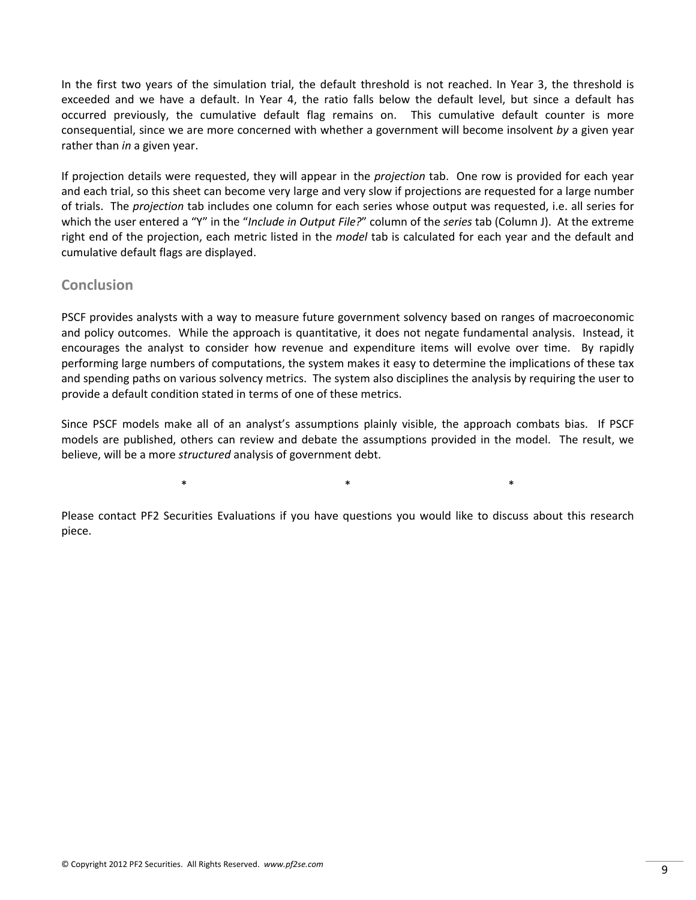In the first two years of the simulation trial, the default threshold is not reached. In Year 3, the threshold is exceeded and we have a default. In Year 4, the ratio falls below the default level, but since a default has occurred previously, the cumulative default flag remains on. This cumulative default counter is more consequential, since we are more concerned with whether a government will become insolvent *by* a given year rather than *in* a given year.

If projection details were requested, they will appear in the *projection* tab. One row is provided for each year and each trial, so this sheet can become very large and very slow if projections are requested for a large number of trials. The *projection* tab includes one column for each series whose output was requested, i.e. all series for which the user entered a "Y" in the "*Include in Output File?*" column of the *series* tab (Column J). At the extreme right end of the projection, each metric listed in the *model* tab is calculated for each year and the default and cumulative default flags are displayed.

## Conclusion

PSCF provides analysts with a way to measure future government solvency based on ranges of macroeconomic and policy outcomes. While the approach is quantitative, it does not negate fundamental analysis. Instead, it encourages the analyst to consider how revenue and expenditure items will evolve over time. By rapidly performing large numbers of computations, the system makes it easy to determine the implications of these tax and spending paths on various solvency metrics. The system also disciplines the analysis by requiring the user to provide a default condition stated in terms of one of these metrics.

Since PSCF models make all of an analyst's assumptions plainly visible, the approach combats bias. If PSCF models are published, others can review and debate the assumptions provided in the model. The result, we believe, will be a more *structured* analysis of government debt.

\* \* \*

Please contact PF2 Securities Evaluations if you have questions you would like to discuss about this research piece.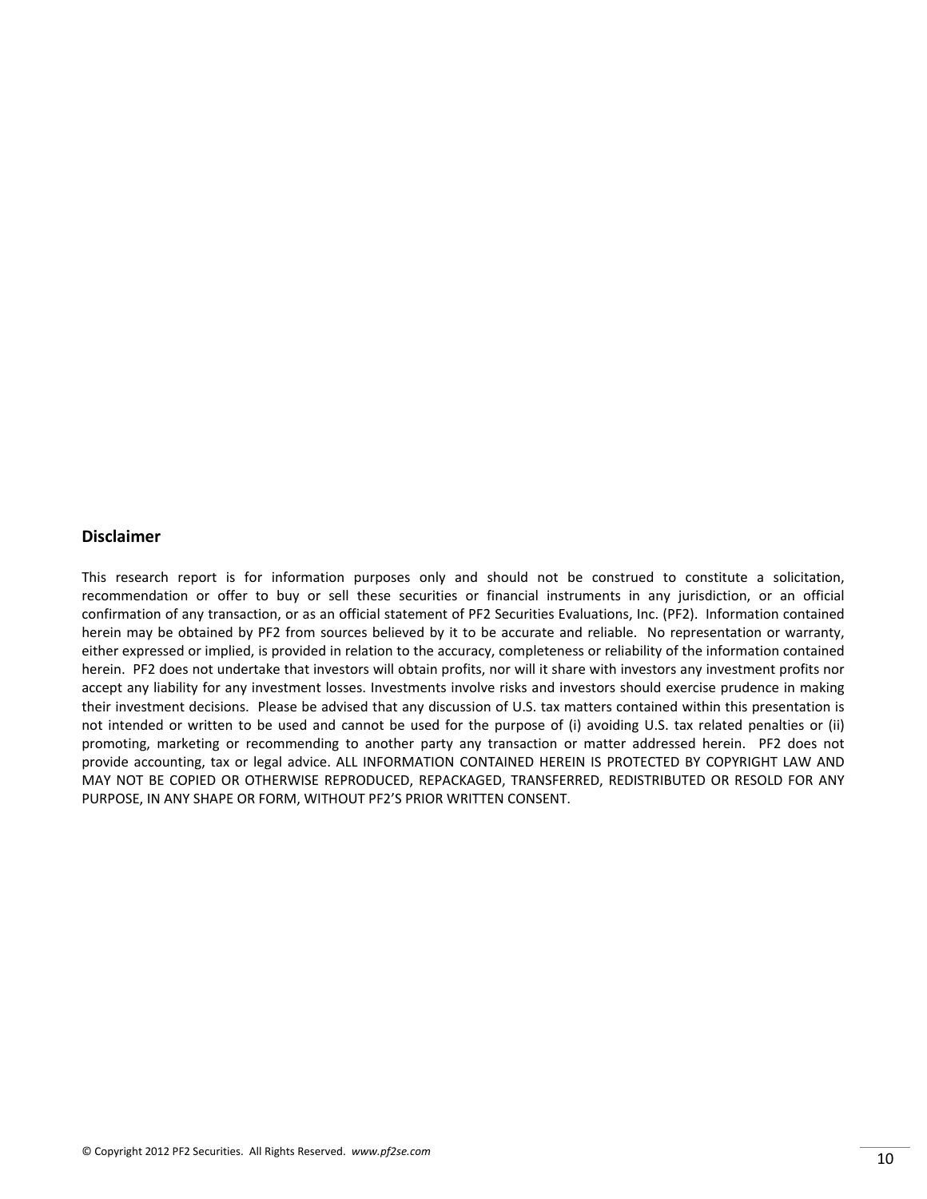## Disclaimer

This research report is for information purposes only and should not be construed to constitute a solicitation, recommendation or offer to buy or sell these securities or financial instruments in any jurisdiction, or an official confirmation of any transaction, or as an official statement of PF2 Securities Evaluations, Inc. (PF2). Information contained herein may be obtained by PF2 from sources believed by it to be accurate and reliable. No representation or warranty, either expressed or implied, is provided in relation to the accuracy, completeness or reliability of the information contained herein. PF2 does not undertake that investors will obtain profits, nor will it share with investors any investment profits nor accept any liability for any investment losses. Investments involve risks and investors should exercise prudence in making their investment decisions. Please be advised that any discussion of U.S. tax matters contained within this presentation is not intended or written to be used and cannot be used for the purpose of (i) avoiding U.S. tax related penalties or (ii) promoting, marketing or recommending to another party any transaction or matter addressed herein. PF2 does not provide accounting, tax or legal advice. ALL INFORMATION CONTAINED HEREIN IS PROTECTED BY COPYRIGHT LAW AND MAY NOT BE COPIED OR OTHERWISE REPRODUCED, REPACKAGED, TRANSFERRED, REDISTRIBUTED OR RESOLD FOR ANY PURPOSE, IN ANY SHAPE OR FORM, WITHOUT PF2'S PRIOR WRITTEN CONSENT.